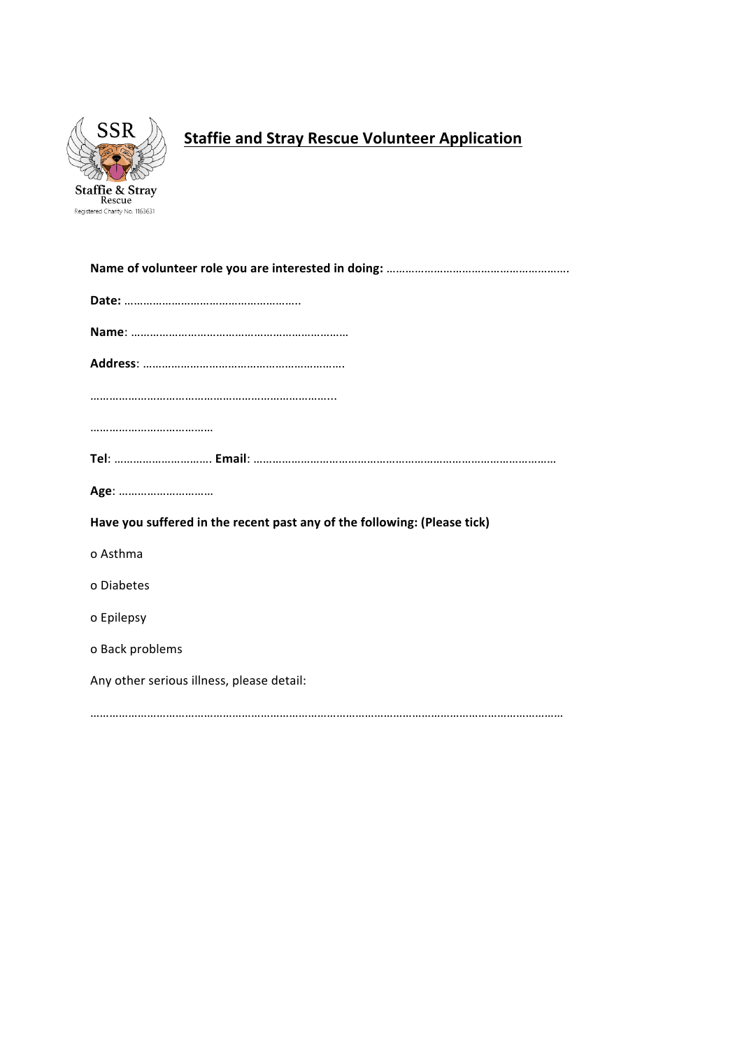SSR

Staffie & Stray Rescue

Registered Charity No. 1163631

# Staffie and Stray Rescue Volunteer Application

**Name of volunteer role you are interested in doing:** ………………………………………………….

**Date:** ………………………………………………..

**Name**: ……………………………………………………………

**Address**: ……………………………………………………….

……………………………………………………………………...

…………………………………

**Tel**: …………………………. **Email**: ……………………………………………………………………………………

**Age**: …………………………

**Have you suffered in the recent past any of the following: (Please tick)**

o Asthma

o Diabetes

o Epilepsy

o Back problems

Any other serious illness, please detail:

……………………………………………………………………………………………………………………………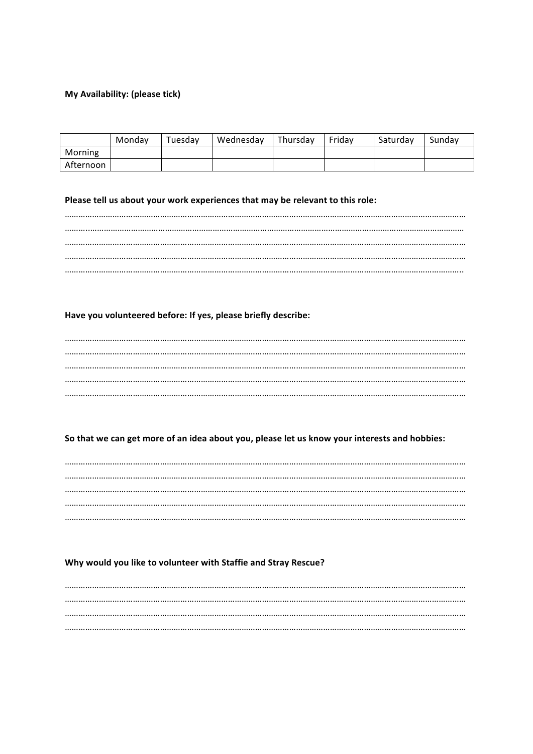**My Availability: (please tick)**

| | Monday | Tuesday | Wednesday | Thursday | Friday | Saturday | Sunday |
|---|---|---|---|---|---|---|---|
| Morning | | | | | | | |
| Afternoon | | | | | | | |

**Please tell us about your work experiences that may be relevant to this role:**

……………………………………………………………………………………………………………………………………………………
……………………………………………………………………………………………………………………………………………………
……………………………………………………………………………………………………………………………………………………
……………………………………………………………………………………………………………………………………………………
……………………………………………………………………………………………………………………………………………………

**Have you volunteered before: If yes, please briefly describe:**

……………………………………………………………………………………………………………………………………………………
……………………………………………………………………………………………………………………………………………………
……………………………………………………………………………………………………………………………………………………
……………………………………………………………………………………………………………………………………………………
……………………………………………………………………………………………………………………………………………………

**So that we can get more of an idea about you, please let us know your interests and hobbies:**

……………………………………………………………………………………………………………………………………………………
……………………………………………………………………………………………………………………………………………………
……………………………………………………………………………………………………………………………………………………
……………………………………………………………………………………………………………………………………………………
……………………………………………………………………………………………………………………………………………………

**Why would you like to volunteer with Staffie and Stray Rescue?**

……………………………………………………………………………………………………………………………………………………
……………………………………………………………………………………………………………………………………………………
……………………………………………………………………………………………………………………………………………………
……………………………………………………………………………………………………………………………………………………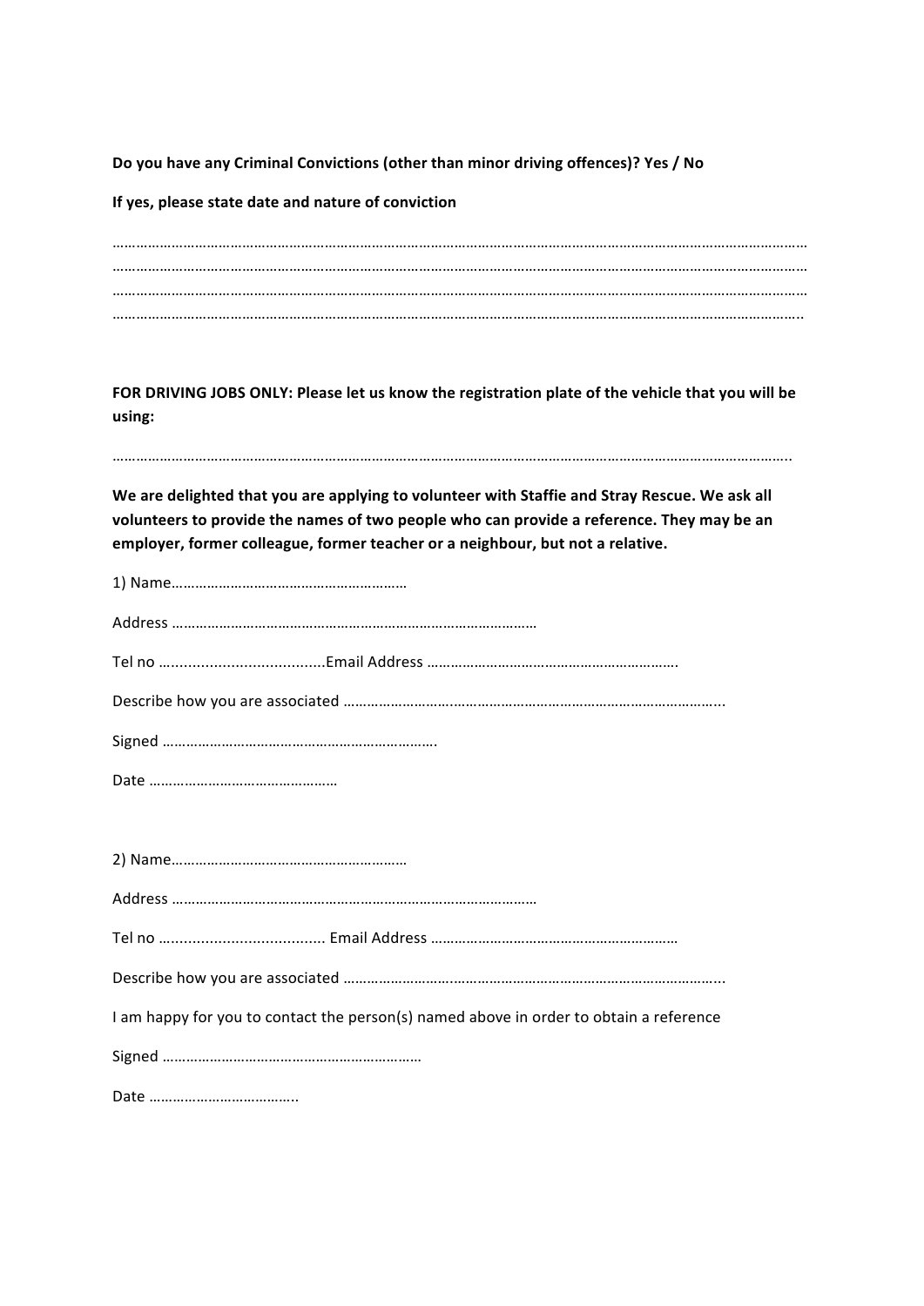**Do you have any Criminal Convictions (other than minor driving offences)? Yes / No**

**If yes, please state date and nature of conviction**

………………………………………………………………………………………………………………………………………………………
………………………………………………………………………………………………………………………………………………………
………………………………………………………………………………………………………………………………………………………
……………………………………………………………………………………………………………………………………………………..

**FOR DRIVING JOBS ONLY: Please let us know the registration plate of the vehicle that you will be using:**

……………………………………………………………………………………………………………………………………………………..

**We are delighted that you are applying to volunteer with Staffie and Stray Rescue. We ask all volunteers to provide the names of two people who can provide a reference. They may be an employer, former colleague, former teacher or a neighbour, but not a relative.**

1) Name……………………………………………………

Address ………………………………………………………………………………

Tel no ......................................Email Address ……………………………………………………….

Describe how you are associated ……………………………………………………………………………………...

Signed …………………………………………………………….

Date …………………………………………

2) Name……………………………………………………

Address ………………………………………………………………………………

Tel no ...................................... Email Address ………………………………………………………

Describe how you are associated ……………………………………………………………………………………...

I am happy for you to contact the person(s) named above in order to obtain a reference

Signed …………………………………………………………

Date ………………………………..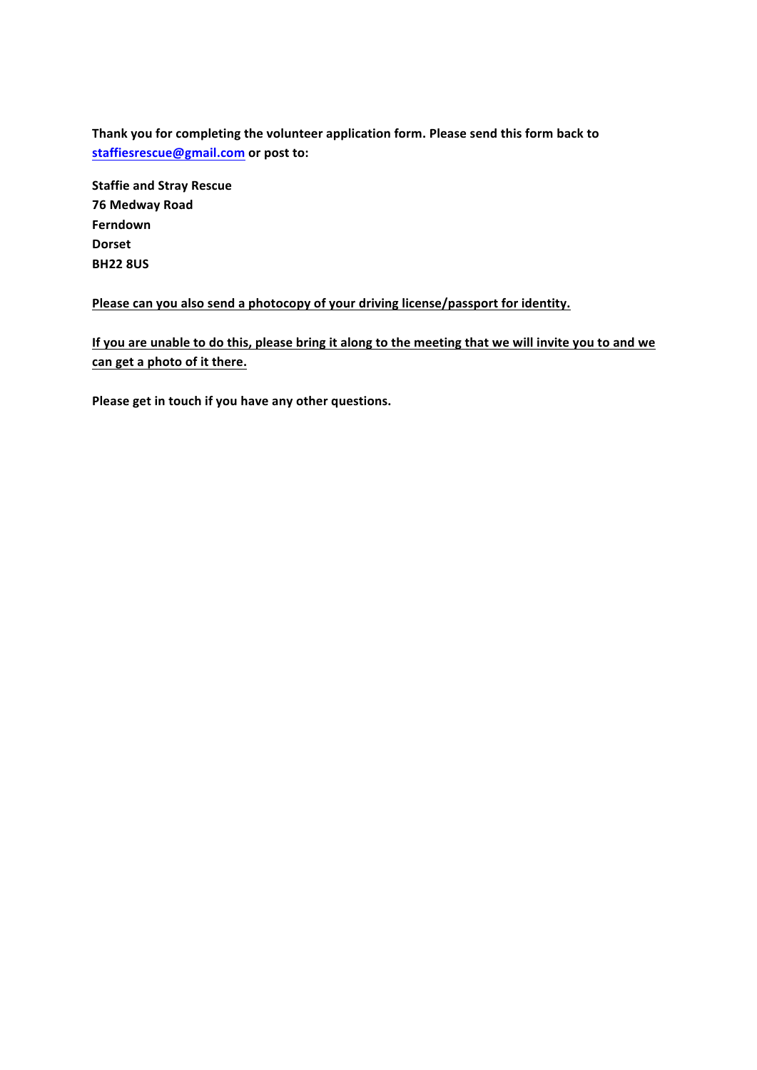**Thank you for completing the volunteer application form. Please send this form back to staffiesrescue@gmail.com or post to:**

**Staffie and Stray Rescue**
**76 Medway Road**
**Ferndown**
**Dorset**
**BH22 8US**

**Please can you also send a photocopy of your driving license/passport for identity.**

**If you are unable to do this, please bring it along to the meeting that we will invite you to and we can get a photo of it there.**

**Please get in touch if you have any other questions.**